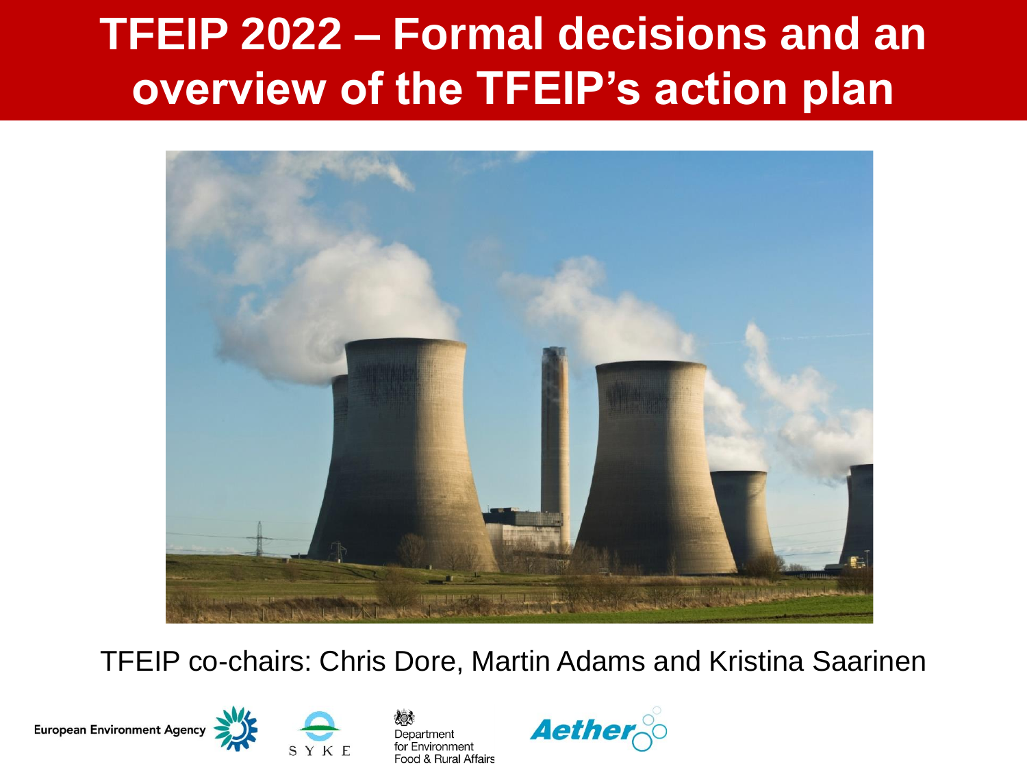# TFEIP 2022 – Formal decisions and an overview of the TFEIP's action plan

TFEIP co-chairs: Chris Dore, Martin Adams and Kristina Saarinen

European Environment Agency

SYKE

Department for Environment Food & Rural Affairs

Aether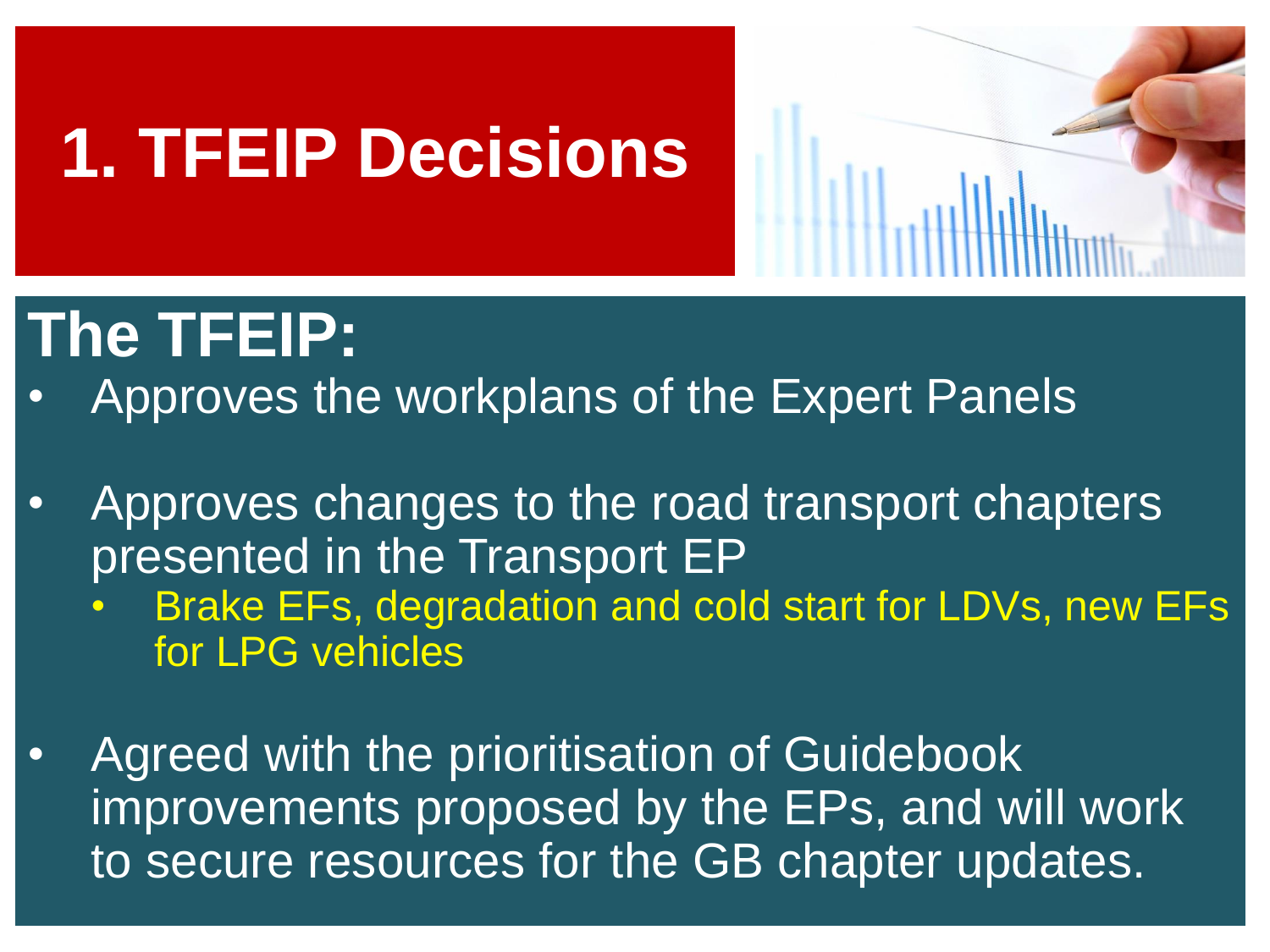# 1. TFEIP Decisions

## The TFEIP:

- Approves the workplans of the Expert Panels
- Approves changes to the road transport chapters presented in the Transport EP
  - Brake EFs, degradation and cold start for LDVs, new EFs for LPG vehicles
- Agreed with the prioritisation of Guidebook improvements proposed by the EPs, and will work to secure resources for the GB chapter updates.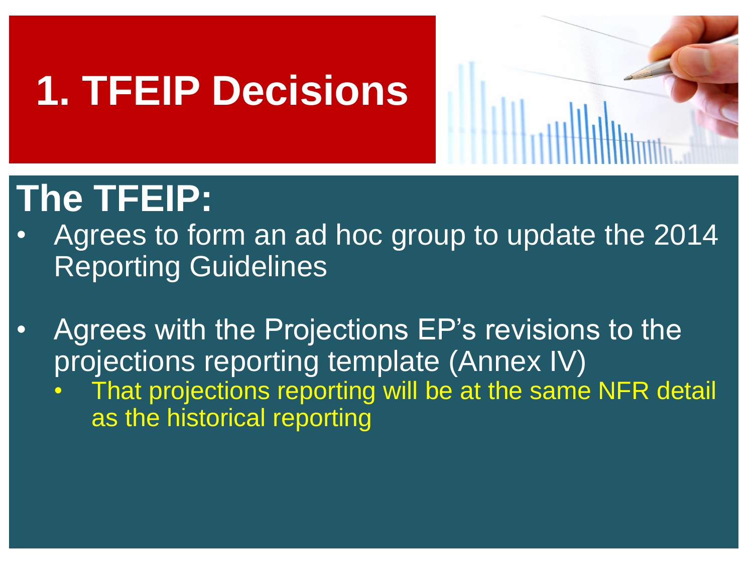# 1. TFEIP Decisions

## The TFEIP:

- Agrees to form an ad hoc group to update the 2014 Reporting Guidelines
- Agrees with the Projections EP's revisions to the projections reporting template (Annex IV)
  - That projections reporting will be at the same NFR detail as the historical reporting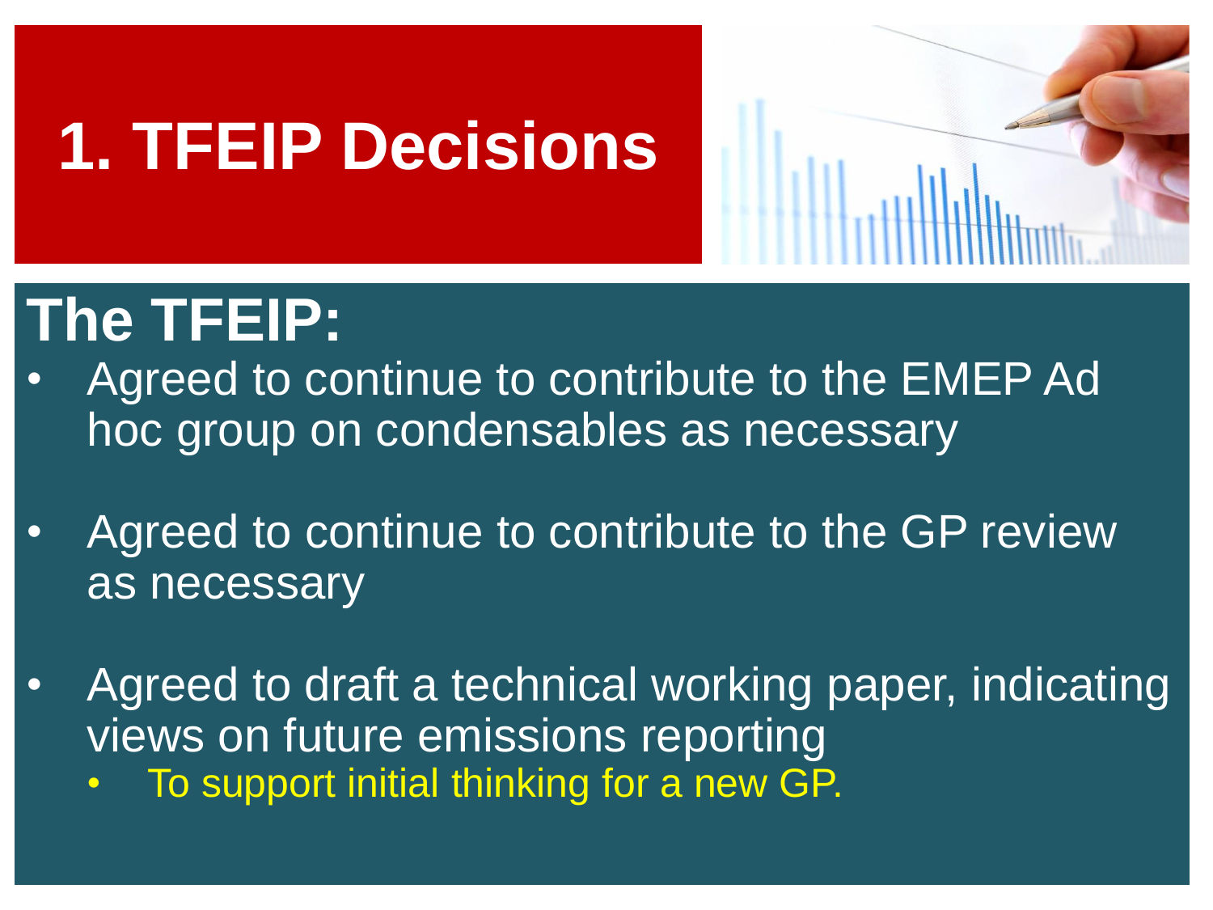# 1. TFEIP Decisions

## The TFEIP:

- Agreed to continue to contribute to the EMEP Ad hoc group on condensables as necessary
- Agreed to continue to contribute to the GP review as necessary
- Agreed to draft a technical working paper, indicating views on future emissions reporting
  - To support initial thinking for a new GP.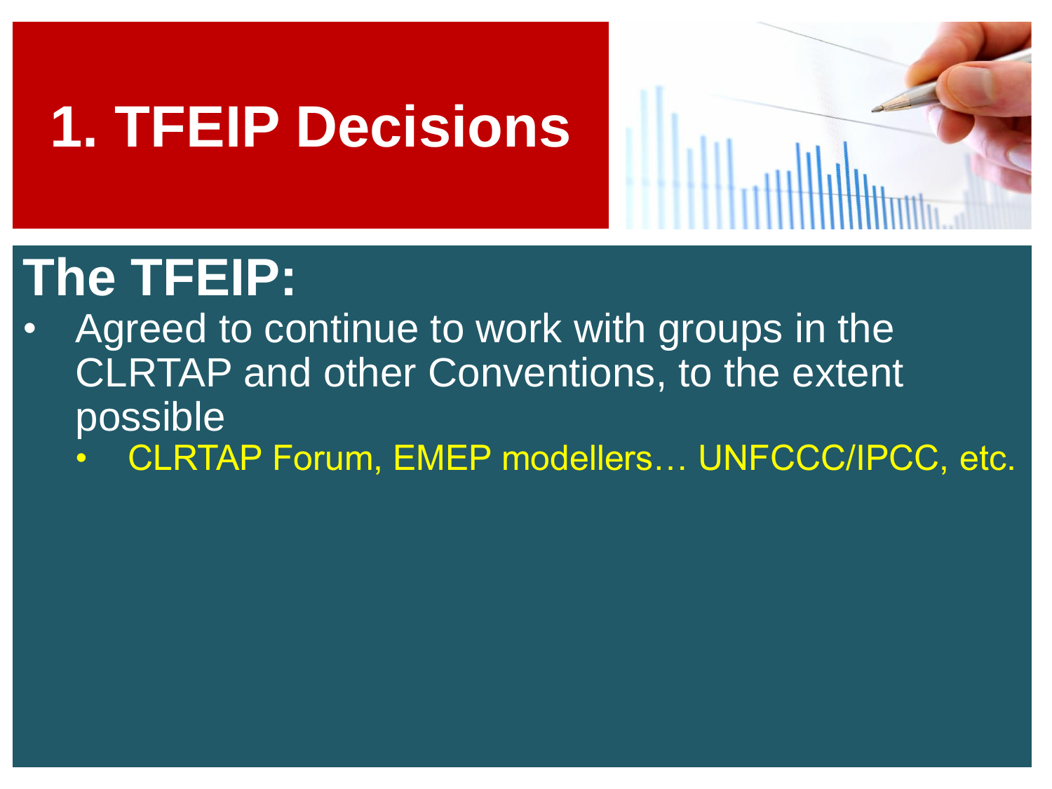# 1. TFEIP Decisions

## The TFEIP:

- Agreed to continue to work with groups in the CLRTAP and other Conventions, to the extent possible
  - CLRTAP Forum, EMEP modellers… UNFCCC/IPCC, etc.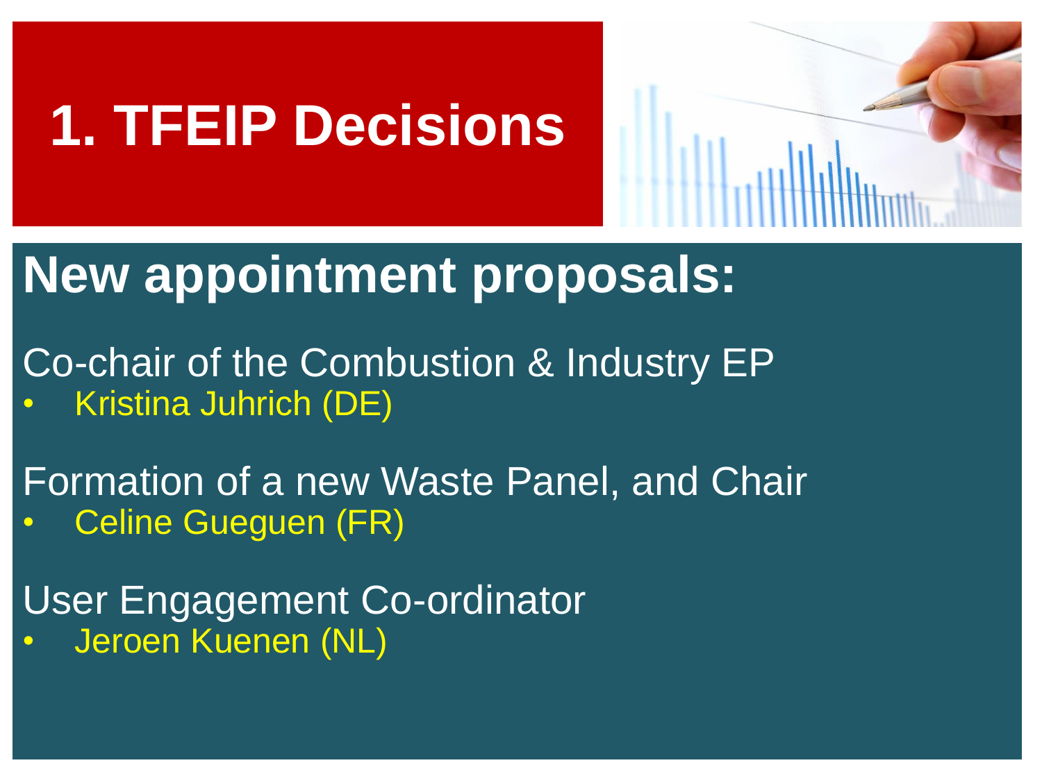# 1. TFEIP Decisions

## New appointment proposals:

Co-chair of the Combustion & Industry EP

- Kristina Juhrich (DE)

Formation of a new Waste Panel, and Chair

- Celine Gueguen (FR)

User Engagement Co-ordinator

- Jeroen Kuenen (NL)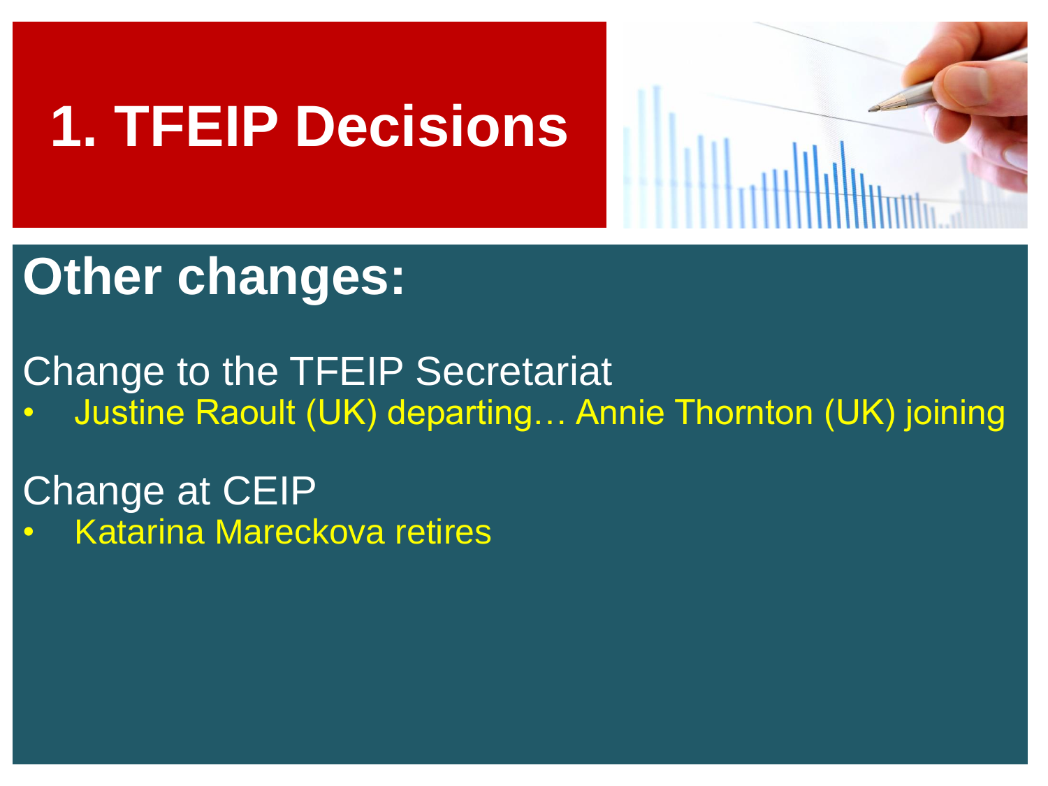# 1. TFEIP Decisions

## Other changes:

Change to the TFEIP Secretariat

- Justine Raoult (UK) departing… Annie Thornton (UK) joining

Change at CEIP

- Katarina Mareckova retires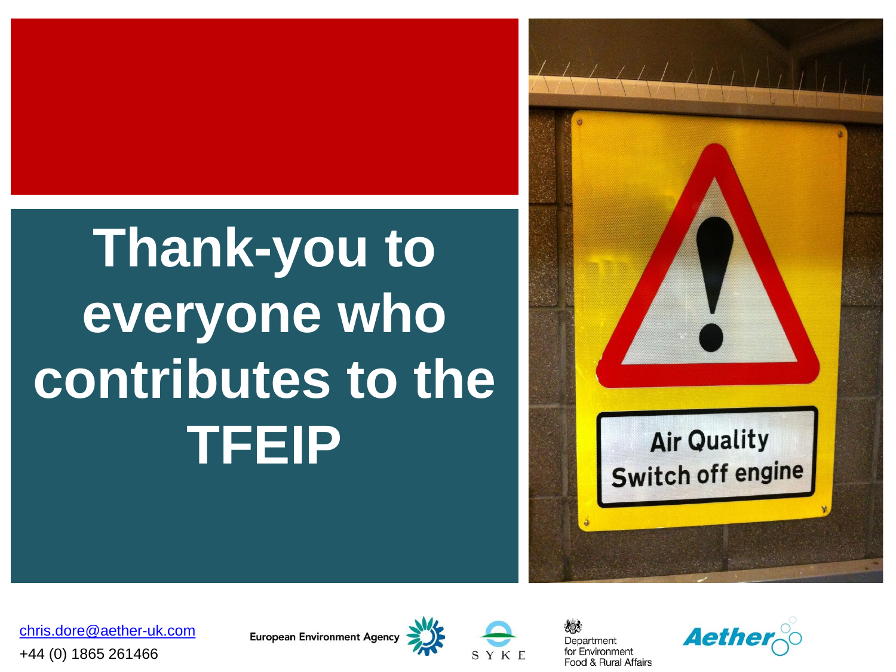# Thank-you to everyone who contributes to the TFEIP

chris.dore@aether-uk.com

+44 (0) 1865 261466

European Environment Agency

SYKE

Department for Environment Food & Rural Affairs

Aether